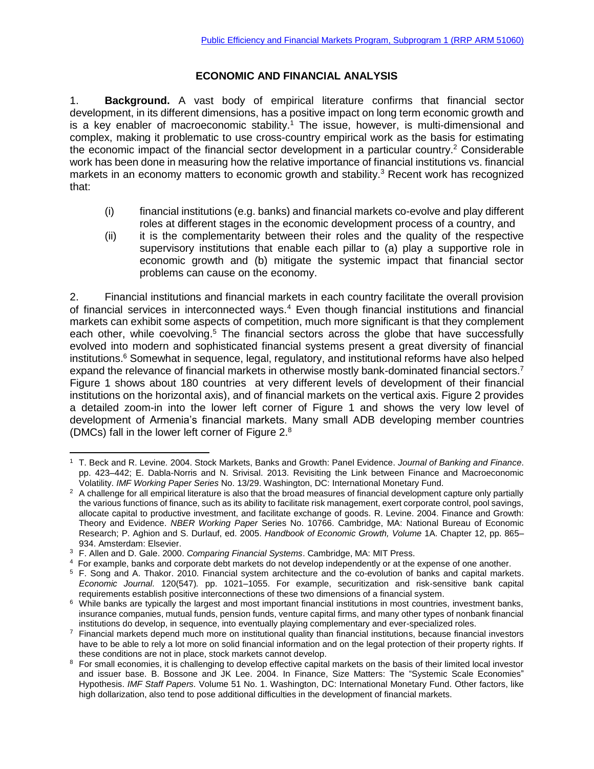## ECONOMIC AND FINANCIAL ANALYSIS

1. **Background.** A vast body of empirical literature confirms that financial sector development, in its different dimensions, has a positive impact on long term economic growth and is a key enabler of macroeconomic stability.[1] The issue, however, is multi-dimensional and complex, making it problematic to use cross-country empirical work as the basis for estimating the economic impact of the financial sector development in a particular country.[2] Considerable work has been done in measuring how the relative importance of financial institutions vs. financial markets in an economy matters to economic growth and stability.[3] Recent work has recognized that:

   (i) financial institutions (e.g. banks) and financial markets co-evolve and play different roles at different stages in the economic development process of a country, and
   
   (ii) it is the complementarity between their roles and the quality of the respective supervisory institutions that enable each pillar to (a) play a supportive role in economic growth and (b) mitigate the systemic impact that financial sector problems can cause on the economy.

2. Financial institutions and financial markets in each country facilitate the overall provision of financial services in interconnected ways.[4] Even though financial institutions and financial markets can exhibit some aspects of competition, much more significant is that they complement each other, while coevolving.[5] The financial sectors across the globe that have successfully evolved into modern and sophisticated financial systems present a great diversity of financial institutions.[6] Somewhat in sequence, legal, regulatory, and institutional reforms have also helped expand the relevance of financial markets in otherwise mostly bank-dominated financial sectors.[7] Figure 1 shows about 180 countries at very different levels of development of their financial institutions on the horizontal axis), and of financial markets on the vertical axis. Figure 2 provides a detailed zoom-in into the lower left corner of Figure 1 and shows the very low level of development of Armenia's financial markets. Many small ADB developing member countries (DMCs) fall in the lower left corner of Figure 2.[8]

---

[1] T. Beck and R. Levine. 2004. Stock Markets, Banks and Growth: Panel Evidence. *Journal of Banking and Finance*. pp. 423–442; E. Dabla-Norris and N. Srivisal. 2013. Revisiting the Link between Finance and Macroeconomic Volatility. *IMF Working Paper Series* No. 13/29. Washington, DC: International Monetary Fund.

[2] A challenge for all empirical literature is also that the broad measures of financial development capture only partially the various functions of finance, such as its ability to facilitate risk management, exert corporate control, pool savings, allocate capital to productive investment, and facilitate exchange of goods. R. Levine. 2004. Finance and Growth: Theory and Evidence. *NBER Working Paper* Series No. 10766. Cambridge, MA: National Bureau of Economic Research; P. Aghion and S. Durlauf, ed. 2005. *Handbook of Economic Growth, Volume* 1A. Chapter 12, pp. 865–934. Amsterdam: Elsevier.

[3] F. Allen and D. Gale. 2000. *Comparing Financial Systems*. Cambridge, MA: MIT Press.

[4] For example, banks and corporate debt markets do not develop independently or at the expense of one another.

[5] F. Song and A. Thakor. 2010. Financial system architecture and the co-evolution of banks and capital markets. *Economic Journal.* 120(547)*.* pp. 1021–1055. For example, securitization and risk-sensitive bank capital requirements establish positive interconnections of these two dimensions of a financial system.

[6] While banks are typically the largest and most important financial institutions in most countries, investment banks, insurance companies, mutual funds, pension funds, venture capital firms, and many other types of nonbank financial institutions do develop, in sequence, into eventually playing complementary and ever-specialized roles.

[7] Financial markets depend much more on institutional quality than financial institutions, because financial investors have to be able to rely a lot more on solid financial information and on the legal protection of their property rights. If these conditions are not in place, stock markets cannot develop.

[8] For small economies, it is challenging to develop effective capital markets on the basis of their limited local investor and issuer base. B. Bossone and JK Lee. 2004. In Finance, Size Matters: The "Systemic Scale Economies" Hypothesis. *IMF Staff Papers.* Volume 51 No. 1. Washington, DC: International Monetary Fund. Other factors, like high dollarization, also tend to pose additional difficulties in the development of financial markets.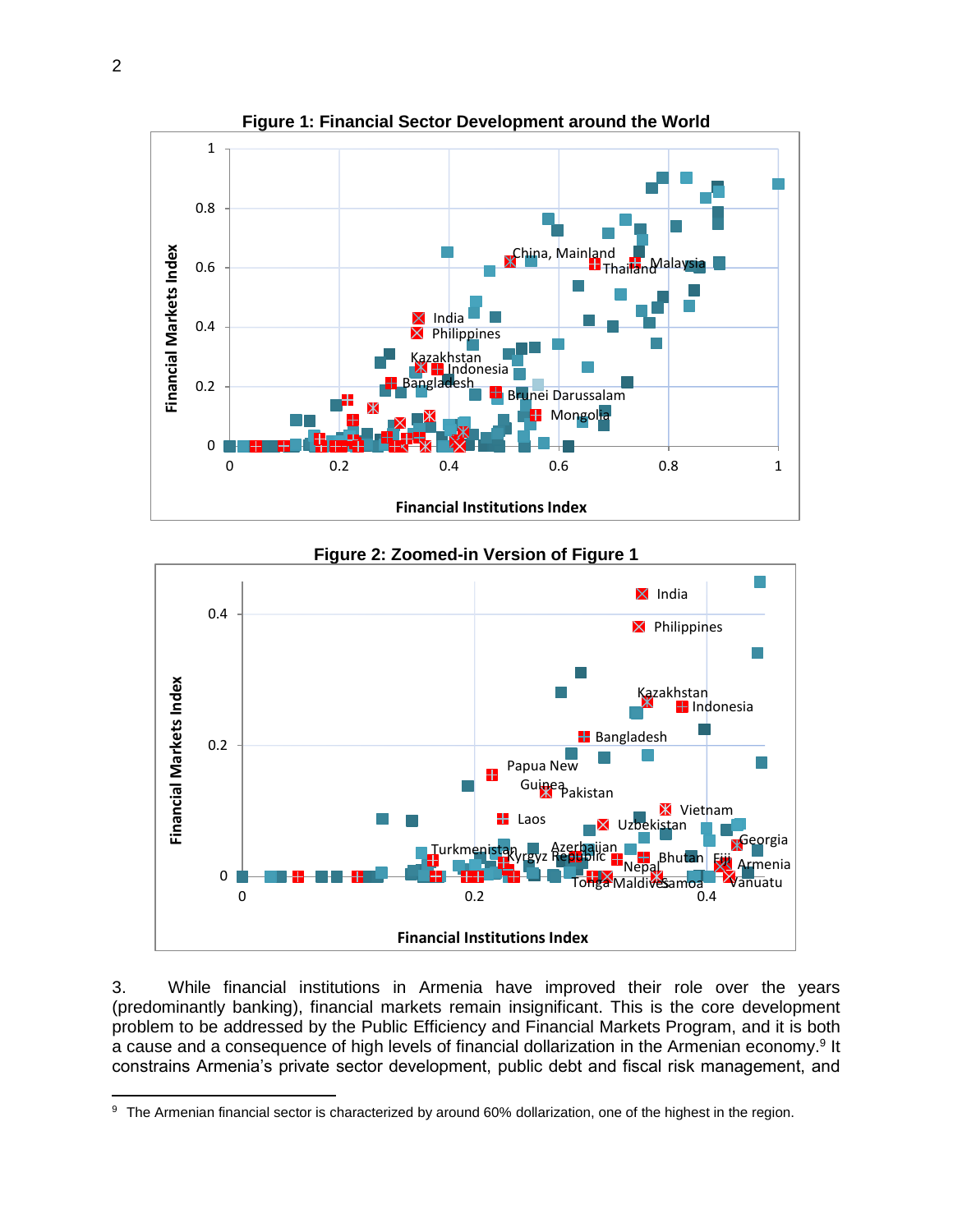**Figure 1: Financial Sector Development around the World**

**Figure 2: Zoomed-in Version of Figure 1**

3. While financial institutions in Armenia have improved their role over the years (predominantly banking), financial markets remain insignificant. This is the core development problem to be addressed by the Public Efficiency and Financial Markets Program, and it is both a cause and a consequence of high levels of financial dollarization in the Armenian economy.[9] It constrains Armenia's private sector development, public debt and fiscal risk management, and

---

[9] The Armenian financial sector is characterized by around 60% dollarization, one of the highest in the region.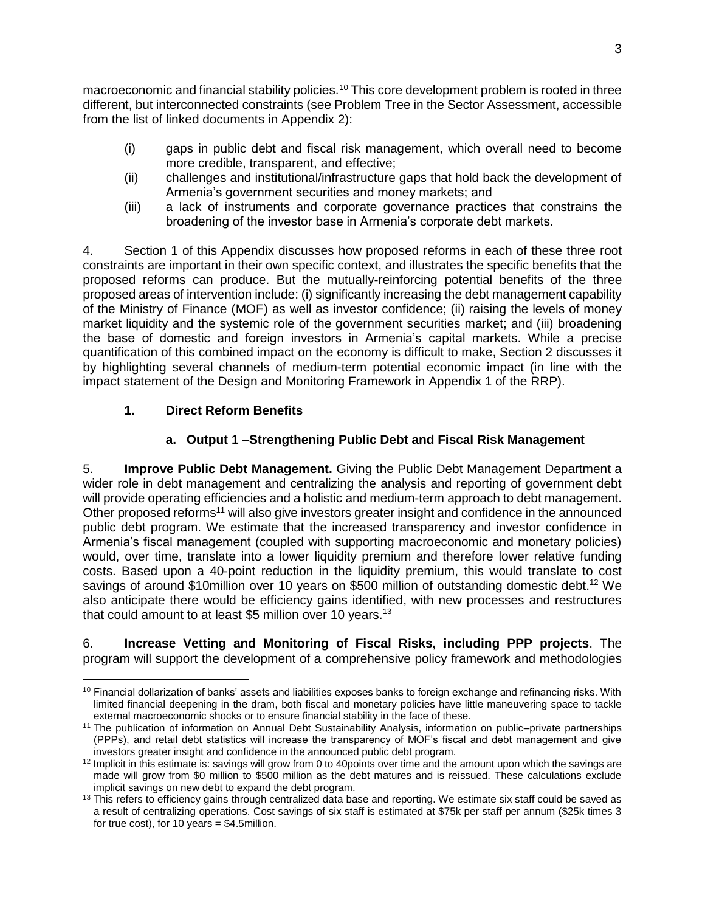macroeconomic and financial stability policies.[10] This core development problem is rooted in three different, but interconnected constraints (see Problem Tree in the Sector Assessment, accessible from the list of linked documents in Appendix 2):

(i) gaps in public debt and fiscal risk management, which overall need to become more credible, transparent, and effective;
(ii) challenges and institutional/infrastructure gaps that hold back the development of Armenia's government securities and money markets; and
(iii) a lack of instruments and corporate governance practices that constrains the broadening of the investor base in Armenia's corporate debt markets.

4. Section 1 of this Appendix discusses how proposed reforms in each of these three root constraints are important in their own specific context, and illustrates the specific benefits that the proposed reforms can produce. But the mutually-reinforcing potential benefits of the three proposed areas of intervention include: (i) significantly increasing the debt management capability of the Ministry of Finance (MOF) as well as investor confidence; (ii) raising the levels of money market liquidity and the systemic role of the government securities market; and (iii) broadening the base of domestic and foreign investors in Armenia's capital markets. While a precise quantification of this combined impact on the economy is difficult to make, Section 2 discusses it by highlighting several channels of medium-term potential economic impact (in line with the impact statement of the Design and Monitoring Framework in Appendix 1 of the RRP).

## 1. Direct Reform Benefits

### a. Output 1 –Strengthening Public Debt and Fiscal Risk Management

5. **Improve Public Debt Management.** Giving the Public Debt Management Department a wider role in debt management and centralizing the analysis and reporting of government debt will provide operating efficiencies and a holistic and medium-term approach to debt management. Other proposed reforms[11] will also give investors greater insight and confidence in the announced public debt program. We estimate that the increased transparency and investor confidence in Armenia's fiscal management (coupled with supporting macroeconomic and monetary policies) would, over time, translate into a lower liquidity premium and therefore lower relative funding costs. Based upon a 40-point reduction in the liquidity premium, this would translate to cost savings of around \$10million over 10 years on \$500 million of outstanding domestic debt.[12] We also anticipate there would be efficiency gains identified, with new processes and restructures that could amount to at least \$5 million over 10 years.[13]

6. **Increase Vetting and Monitoring of Fiscal Risks, including PPP projects**. The program will support the development of a comprehensive policy framework and methodologies

---

[10] Financial dollarization of banks' assets and liabilities exposes banks to foreign exchange and refinancing risks. With limited financial deepening in the dram, both fiscal and monetary policies have little maneuvering space to tackle external macroeconomic shocks or to ensure financial stability in the face of these.

[11] The publication of information on Annual Debt Sustainability Analysis, information on public–private partnerships (PPPs), and retail debt statistics will increase the transparency of MOF's fiscal and debt management and give investors greater insight and confidence in the announced public debt program.

[12] Implicit in this estimate is: savings will grow from 0 to 40points over time and the amount upon which the savings are made will grow from \$0 million to \$500 million as the debt matures and is reissued. These calculations exclude implicit savings on new debt to expand the debt program.

[13] This refers to efficiency gains through centralized data base and reporting. We estimate six staff could be saved as a result of centralizing operations. Cost savings of six staff is estimated at \$75k per staff per annum (\$25k times 3 for true cost), for 10 years = \$4.5million.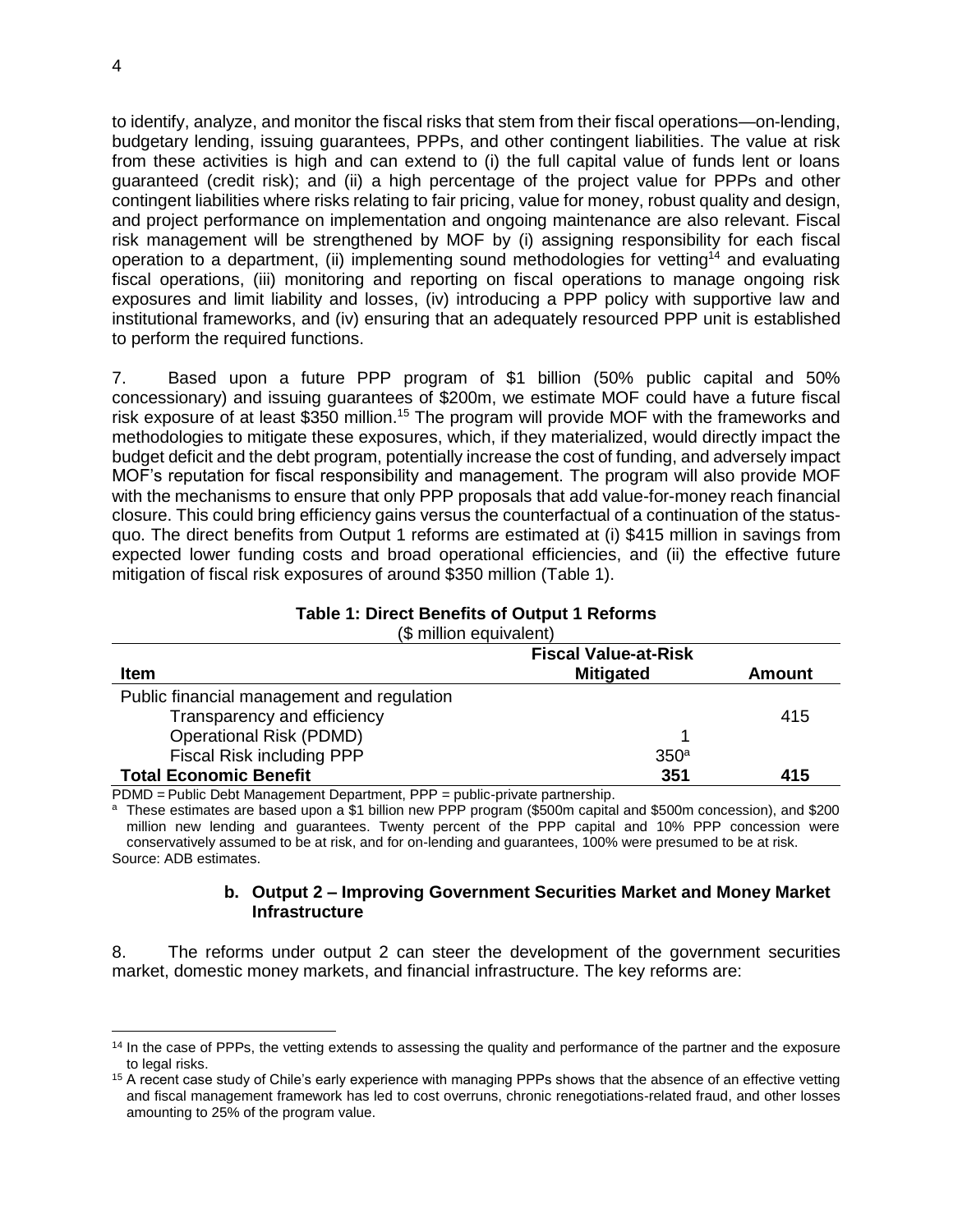to identify, analyze, and monitor the fiscal risks that stem from their fiscal operations—on-lending, budgetary lending, issuing guarantees, PPPs, and other contingent liabilities. The value at risk from these activities is high and can extend to (i) the full capital value of funds lent or loans guaranteed (credit risk); and (ii) a high percentage of the project value for PPPs and other contingent liabilities where risks relating to fair pricing, value for money, robust quality and design, and project performance on implementation and ongoing maintenance are also relevant. Fiscal risk management will be strengthened by MOF by (i) assigning responsibility for each fiscal operation to a department, (ii) implementing sound methodologies for vetting[14] and evaluating fiscal operations, (iii) monitoring and reporting on fiscal operations to manage ongoing risk exposures and limit liability and losses, (iv) introducing a PPP policy with supportive law and institutional frameworks, and (iv) ensuring that an adequately resourced PPP unit is established to perform the required functions.

7. Based upon a future PPP program of $1 billion (50% public capital and 50% concessionary) and issuing guarantees of $200m, we estimate MOF could have a future fiscal risk exposure of at least $350 million.[15] The program will provide MOF with the frameworks and methodologies to mitigate these exposures, which, if they materialized, would directly impact the budget deficit and the debt program, potentially increase the cost of funding, and adversely impact MOF's reputation for fiscal responsibility and management. The program will also provide MOF with the mechanisms to ensure that only PPP proposals that add value-for-money reach financial closure. This could bring efficiency gains versus the counterfactual of a continuation of the status-quo. The direct benefits from Output 1 reforms are estimated at (i) $415 million in savings from expected lower funding costs and broad operational efficiencies, and (ii) the effective future mitigation of fiscal risk exposures of around $350 million (Table 1).

**Table 1: Direct Benefits of Output 1 Reforms**
($ million equivalent)

| Item | Fiscal Value-at-Risk Mitigated | Amount |
|---|---|---|
| Public financial management and regulation | | |
| Transparency and efficiency | | 415 |
| Operational Risk (PDMD) | 1 | |
| Fiscal Risk including PPP | 350[a] | |
| **Total Economic Benefit** | **351** | **415** |

PDMD = Public Debt Management Department, PPP = public-private partnership.
[a] These estimates are based upon a $1 billion new PPP program ($500m capital and $500m concession), and $200 million new lending and guarantees. Twenty percent of the PPP capital and 10% PPP concession were conservatively assumed to be at risk, and for on-lending and guarantees, 100% were presumed to be at risk.
Source: ADB estimates.

#### b. Output 2 – Improving Government Securities Market and Money Market Infrastructure

8. The reforms under output 2 can steer the development of the government securities market, domestic money markets, and financial infrastructure. The key reforms are:

---

[14] In the case of PPPs, the vetting extends to assessing the quality and performance of the partner and the exposure to legal risks.

[15] A recent case study of Chile's early experience with managing PPPs shows that the absence of an effective vetting and fiscal management framework has led to cost overruns, chronic renegotiations-related fraud, and other losses amounting to 25% of the program value.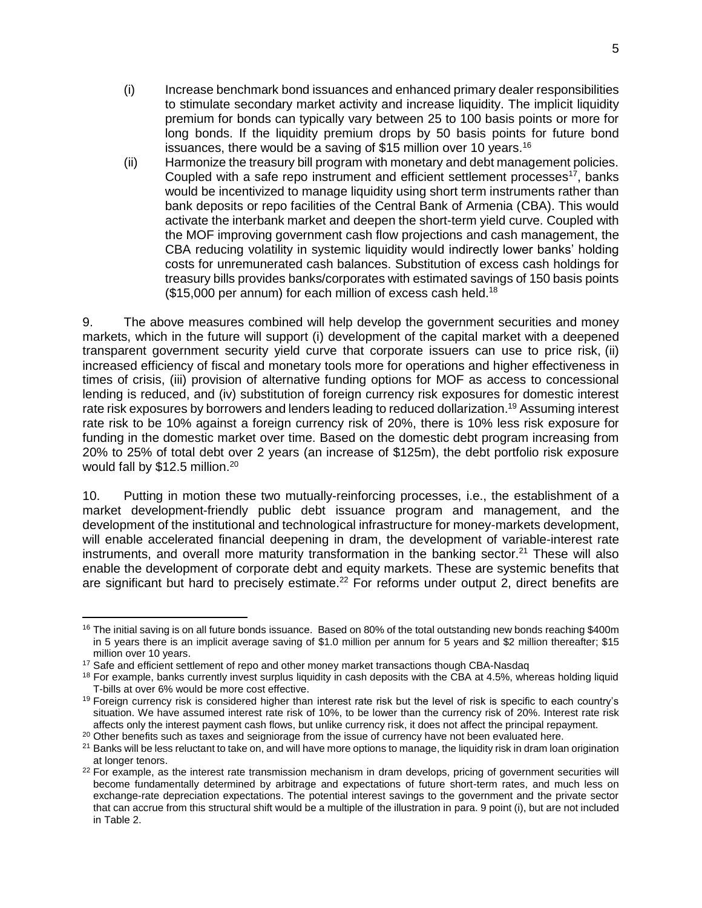(i) Increase benchmark bond issuances and enhanced primary dealer responsibilities to stimulate secondary market activity and increase liquidity. The implicit liquidity premium for bonds can typically vary between 25 to 100 basis points or more for long bonds. If the liquidity premium drops by 50 basis points for future bond issuances, there would be a saving of \$15 million over 10 years.[16]

(ii) Harmonize the treasury bill program with monetary and debt management policies. Coupled with a safe repo instrument and efficient settlement processes[17], banks would be incentivized to manage liquidity using short term instruments rather than bank deposits or repo facilities of the Central Bank of Armenia (CBA). This would activate the interbank market and deepen the short-term yield curve. Coupled with the MOF improving government cash flow projections and cash management, the CBA reducing volatility in systemic liquidity would indirectly lower banks' holding costs for unremunerated cash balances. Substitution of excess cash holdings for treasury bills provides banks/corporates with estimated savings of 150 basis points (\$15,000 per annum) for each million of excess cash held.[18]

9. The above measures combined will help develop the government securities and money markets, which in the future will support (i) development of the capital market with a deepened transparent government security yield curve that corporate issuers can use to price risk, (ii) increased efficiency of fiscal and monetary tools more for operations and higher effectiveness in times of crisis, (iii) provision of alternative funding options for MOF as access to concessional lending is reduced, and (iv) substitution of foreign currency risk exposures for domestic interest rate risk exposures by borrowers and lenders leading to reduced dollarization.[19] Assuming interest rate risk to be 10% against a foreign currency risk of 20%, there is 10% less risk exposure for funding in the domestic market over time. Based on the domestic debt program increasing from 20% to 25% of total debt over 2 years (an increase of \$125m), the debt portfolio risk exposure would fall by \$12.5 million.[20]

10. Putting in motion these two mutually-reinforcing processes, i.e., the establishment of a market development-friendly public debt issuance program and management, and the development of the institutional and technological infrastructure for money-markets development, will enable accelerated financial deepening in dram, the development of variable-interest rate instruments, and overall more maturity transformation in the banking sector.[21] These will also enable the development of corporate debt and equity markets. These are systemic benefits that are significant but hard to precisely estimate.[22] For reforms under output 2, direct benefits are

---

[16] The initial saving is on all future bonds issuance. Based on 80% of the total outstanding new bonds reaching \$400m in 5 years there is an implicit average saving of \$1.0 million per annum for 5 years and \$2 million thereafter; \$15 million over 10 years.

[17] Safe and efficient settlement of repo and other money market transactions though CBA-Nasdaq

[18] For example, banks currently invest surplus liquidity in cash deposits with the CBA at 4.5%, whereas holding liquid T-bills at over 6% would be more cost effective.

[19] Foreign currency risk is considered higher than interest rate risk but the level of risk is specific to each country's situation. We have assumed interest rate risk of 10%, to be lower than the currency risk of 20%. Interest rate risk affects only the interest payment cash flows, but unlike currency risk, it does not affect the principal repayment.

[20] Other benefits such as taxes and seigniorage from the issue of currency have not been evaluated here.

[21] Banks will be less reluctant to take on, and will have more options to manage, the liquidity risk in dram loan origination at longer tenors.

[22] For example, as the interest rate transmission mechanism in dram develops, pricing of government securities will become fundamentally determined by arbitrage and expectations of future short-term rates, and much less on exchange-rate depreciation expectations. The potential interest savings to the government and the private sector that can accrue from this structural shift would be a multiple of the illustration in para. 9 point (i), but are not included in Table 2.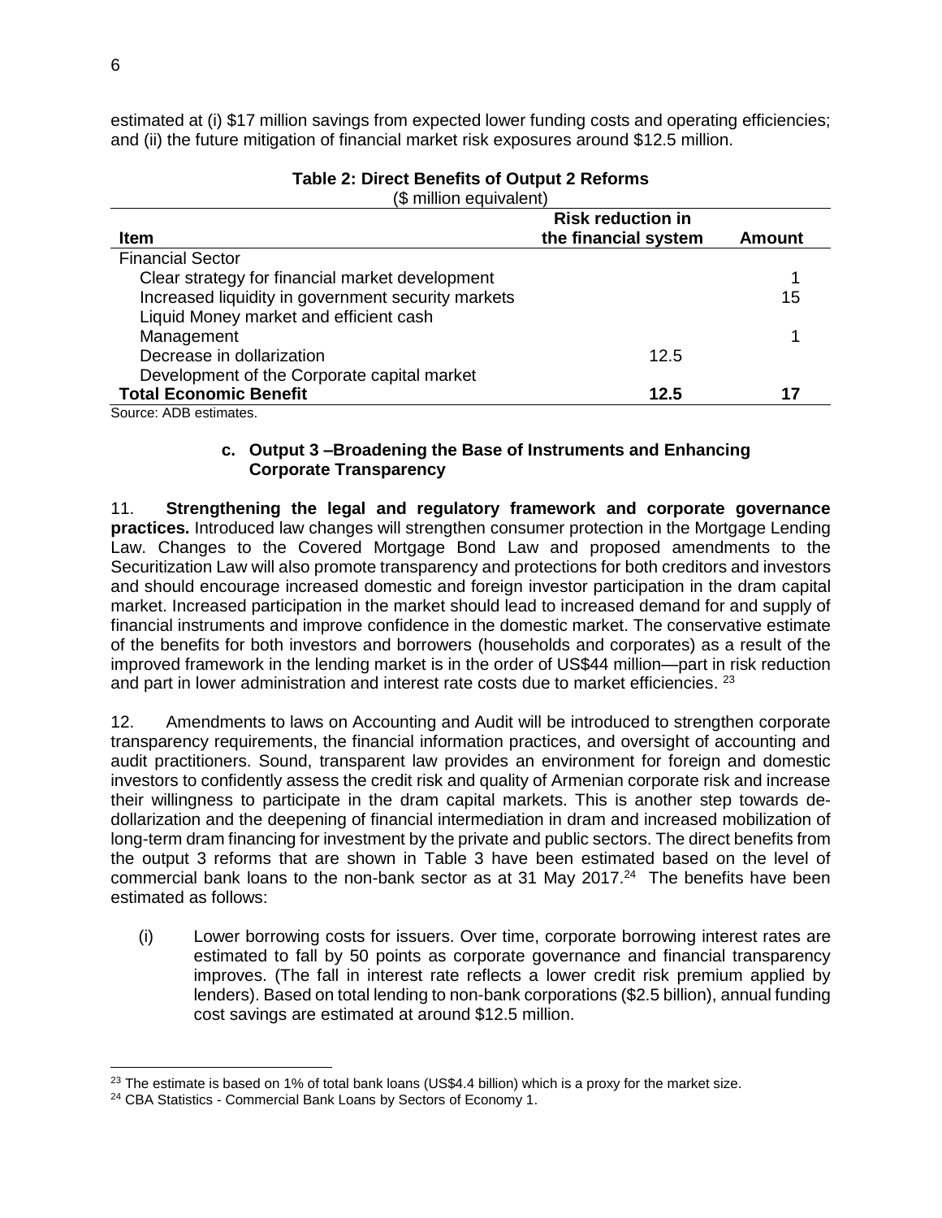estimated at (i) $17 million savings from expected lower funding costs and operating efficiencies; and (ii) the future mitigation of financial market risk exposures around $12.5 million.

**Table 2: Direct Benefits of Output 2 Reforms**
($ million equivalent)

| Item | Risk reduction in the financial system | Amount |
|---|---|---|
| Financial Sector | | |
| Clear strategy for financial market development | | 1 |
| Increased liquidity in government security markets | | 15 |
| Liquid Money market and efficient cash Management | | 1 |
| Decrease in dollarization | 12.5 | |
| Development of the Corporate capital market | | |
| **Total Economic Benefit** | **12.5** | **17** |

Source: ADB estimates.

### c. Output 3 –Broadening the Base of Instruments and Enhancing Corporate Transparency

11. **Strengthening the legal and regulatory framework and corporate governance practices.** Introduced law changes will strengthen consumer protection in the Mortgage Lending Law. Changes to the Covered Mortgage Bond Law and proposed amendments to the Securitization Law will also promote transparency and protections for both creditors and investors and should encourage increased domestic and foreign investor participation in the dram capital market. Increased participation in the market should lead to increased demand for and supply of financial instruments and improve confidence in the domestic market. The conservative estimate of the benefits for both investors and borrowers (households and corporates) as a result of the improved framework in the lending market is in the order of US$44 million—part in risk reduction and part in lower administration and interest rate costs due to market efficiencies. [23]

12. Amendments to laws on Accounting and Audit will be introduced to strengthen corporate transparency requirements, the financial information practices, and oversight of accounting and audit practitioners. Sound, transparent law provides an environment for foreign and domestic investors to confidently assess the credit risk and quality of Armenian corporate risk and increase their willingness to participate in the dram capital markets. This is another step towards de-dollarization and the deepening of financial intermediation in dram and increased mobilization of long-term dram financing for investment by the private and public sectors. The direct benefits from the output 3 reforms that are shown in Table 3 have been estimated based on the level of commercial bank loans to the non-bank sector as at 31 May 2017.[24] The benefits have been estimated as follows:

(i) Lower borrowing costs for issuers. Over time, corporate borrowing interest rates are estimated to fall by 50 points as corporate governance and financial transparency improves. (The fall in interest rate reflects a lower credit risk premium applied by lenders). Based on total lending to non-bank corporations ($2.5 billion), annual funding cost savings are estimated at around $12.5 million.

---

[23] The estimate is based on 1% of total bank loans (US$4.4 billion) which is a proxy for the market size.

[24] CBA Statistics - Commercial Bank Loans by Sectors of Economy 1.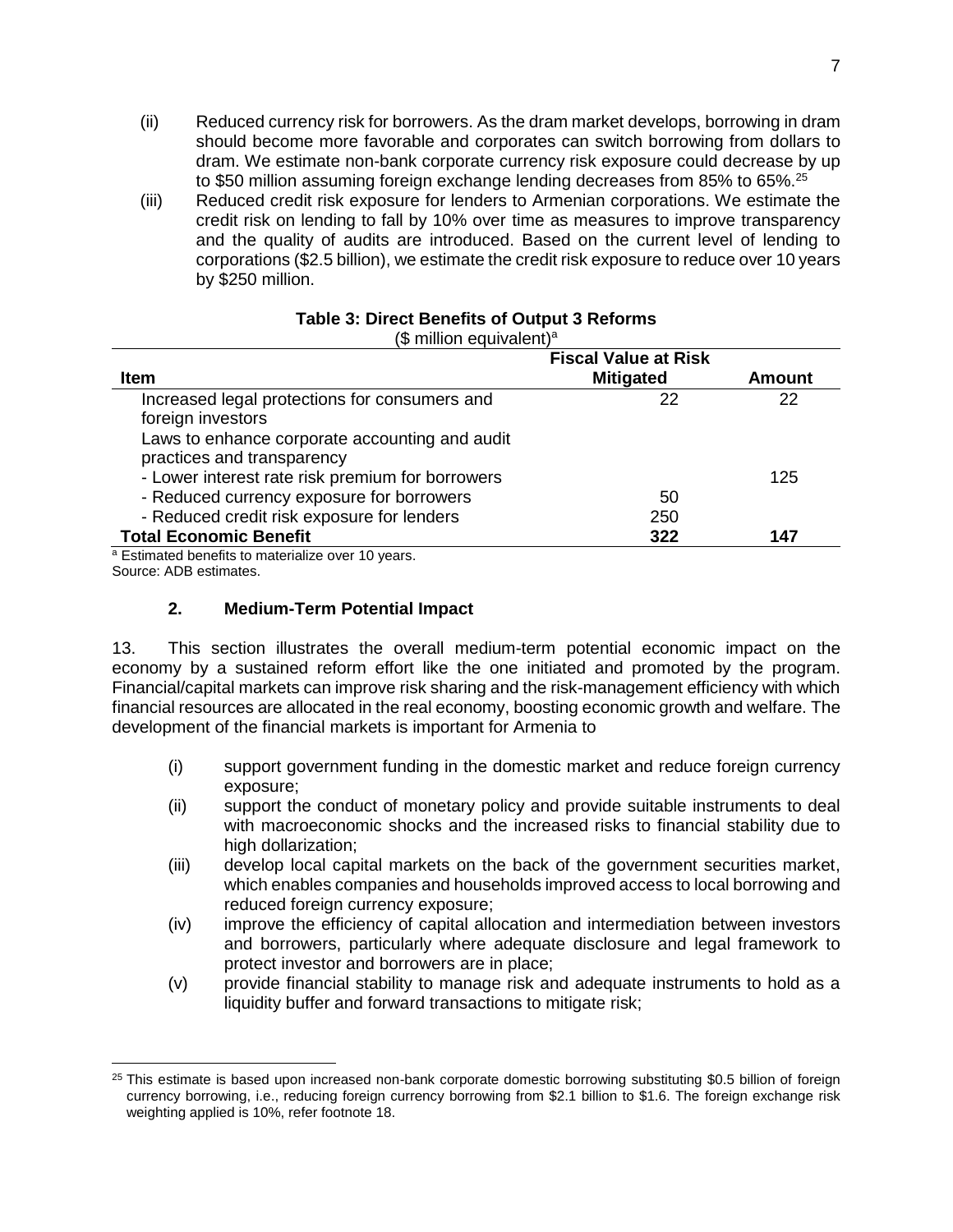(ii) Reduced currency risk for borrowers. As the dram market develops, borrowing in dram should become more favorable and corporates can switch borrowing from dollars to dram. We estimate non-bank corporate currency risk exposure could decrease by up to $50 million assuming foreign exchange lending decreases from 85% to 65%.[25]

(iii) Reduced credit risk exposure for lenders to Armenian corporations. We estimate the credit risk on lending to fall by 10% over time as measures to improve transparency and the quality of audits are introduced. Based on the current level of lending to corporations ($2.5 billion), we estimate the credit risk exposure to reduce over 10 years by $250 million.

**Table 3: Direct Benefits of Output 3 Reforms**
($ million equivalent)[a]

| Item | Fiscal Value at Risk Mitigated | Amount |
|---|---|---|
| Increased legal protections for consumers and foreign investors | 22 | 22 |
| Laws to enhance corporate accounting and audit practices and transparency | | |
| - Lower interest rate risk premium for borrowers | | 125 |
| - Reduced currency exposure for borrowers | 50 | |
| - Reduced credit risk exposure for lenders | 250 | |
| **Total Economic Benefit** | **322** | **147** |

[a] Estimated benefits to materialize over 10 years.
Source: ADB estimates.

### 2. Medium-Term Potential Impact

13. This section illustrates the overall medium-term potential economic impact on the economy by a sustained reform effort like the one initiated and promoted by the program. Financial/capital markets can improve risk sharing and the risk-management efficiency with which financial resources are allocated in the real economy, boosting economic growth and welfare. The development of the financial markets is important for Armenia to

(i) support government funding in the domestic market and reduce foreign currency exposure;

(ii) support the conduct of monetary policy and provide suitable instruments to deal with macroeconomic shocks and the increased risks to financial stability due to high dollarization;

(iii) develop local capital markets on the back of the government securities market, which enables companies and households improved access to local borrowing and reduced foreign currency exposure;

(iv) improve the efficiency of capital allocation and intermediation between investors and borrowers, particularly where adequate disclosure and legal framework to protect investor and borrowers are in place;

(v) provide financial stability to manage risk and adequate instruments to hold as a liquidity buffer and forward transactions to mitigate risk;

---

[25] This estimate is based upon increased non-bank corporate domestic borrowing substituting $0.5 billion of foreign currency borrowing, i.e., reducing foreign currency borrowing from $2.1 billion to $1.6. The foreign exchange risk weighting applied is 10%, refer footnote 18.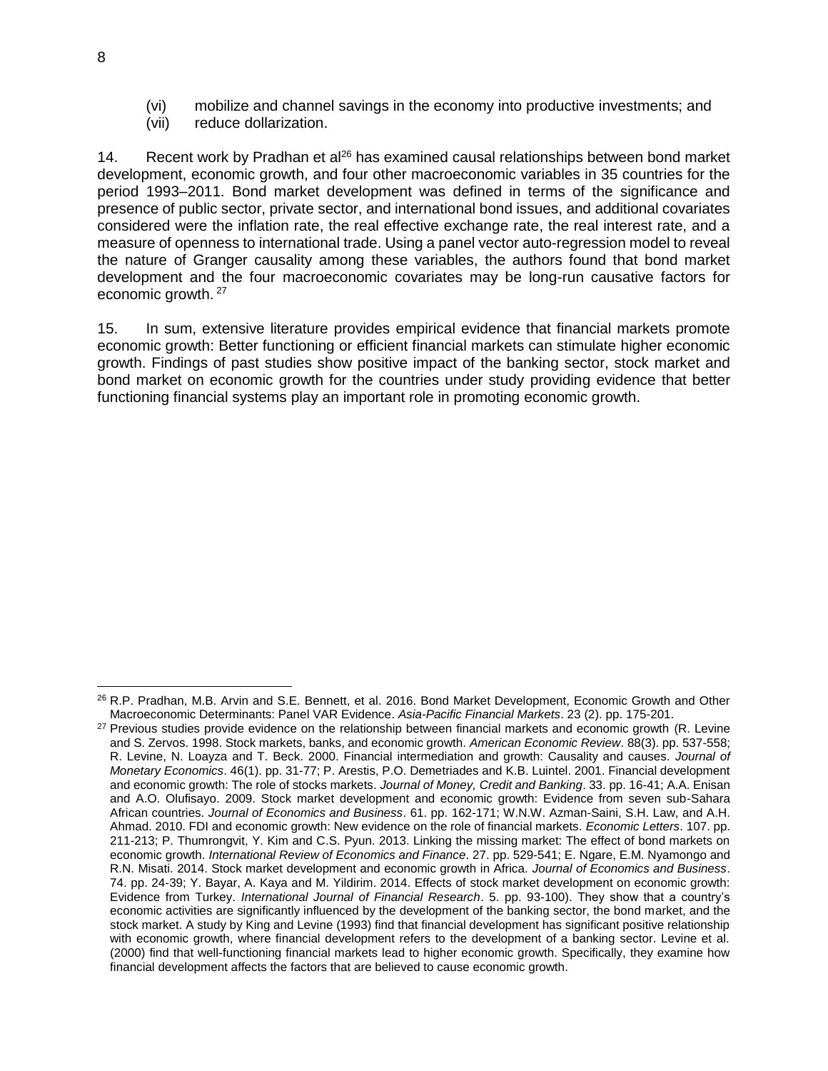(vi) mobilize and channel savings in the economy into productive investments; and

(vii) reduce dollarization.

14. Recent work by Pradhan et al[26] has examined causal relationships between bond market development, economic growth, and four other macroeconomic variables in 35 countries for the period 1993–2011. Bond market development was defined in terms of the significance and presence of public sector, private sector, and international bond issues, and additional covariates considered were the inflation rate, the real effective exchange rate, the real interest rate, and a measure of openness to international trade. Using a panel vector auto-regression model to reveal the nature of Granger causality among these variables, the authors found that bond market development and the four macroeconomic covariates may be long-run causative factors for economic growth.[27]

15. In sum, extensive literature provides empirical evidence that financial markets promote economic growth: Better functioning or efficient financial markets can stimulate higher economic growth. Findings of past studies show positive impact of the banking sector, stock market and bond market on economic growth for the countries under study providing evidence that better functioning financial systems play an important role in promoting economic growth.

---

[26] R.P. Pradhan, M.B. Arvin and S.E. Bennett, et al. 2016. Bond Market Development, Economic Growth and Other Macroeconomic Determinants: Panel VAR Evidence. *Asia-Pacific Financial Markets*. 23 (2). pp. 175-201.

[27] Previous studies provide evidence on the relationship between financial markets and economic growth (R. Levine and S. Zervos. 1998. Stock markets, banks, and economic growth. *American Economic Review*. 88(3). pp. 537-558; R. Levine, N. Loayza and T. Beck. 2000. Financial intermediation and growth: Causality and causes. *Journal of Monetary Economics*. 46(1). pp. 31-77; P. Arestis, P.O. Demetriades and K.B. Luintel. 2001. Financial development and economic growth: The role of stocks markets. *Journal of Money, Credit and Banking*. 33. pp. 16-41; A.A. Enisan and A.O. Olufisayo. 2009. Stock market development and economic growth: Evidence from seven sub-Sahara African countries. *Journal of Economics and Business*. 61. pp. 162-171; W.N.W. Azman-Saini, S.H. Law, and A.H. Ahmad. 2010. FDI and economic growth: New evidence on the role of financial markets. *Economic Letters*. 107. pp. 211-213; P. Thumrongvit, Y. Kim and C.S. Pyun. 2013. Linking the missing market: The effect of bond markets on economic growth. *International Review of Economics and Finance*. 27. pp. 529-541; E. Ngare, E.M. Nyamongo and R.N. Misati. 2014. Stock market development and economic growth in Africa. *Journal of Economics and Business*. 74. pp. 24-39; Y. Bayar, A. Kaya and M. Yildirim. 2014. Effects of stock market development on economic growth: Evidence from Turkey. *International Journal of Financial Research*. 5. pp. 93-100). They show that a country's economic activities are significantly influenced by the development of the banking sector, the bond market, and the stock market. A study by King and Levine (1993) find that financial development has significant positive relationship with economic growth, where financial development refers to the development of a banking sector. Levine et al. (2000) find that well-functioning financial markets lead to higher economic growth. Specifically, they examine how financial development affects the factors that are believed to cause economic growth.